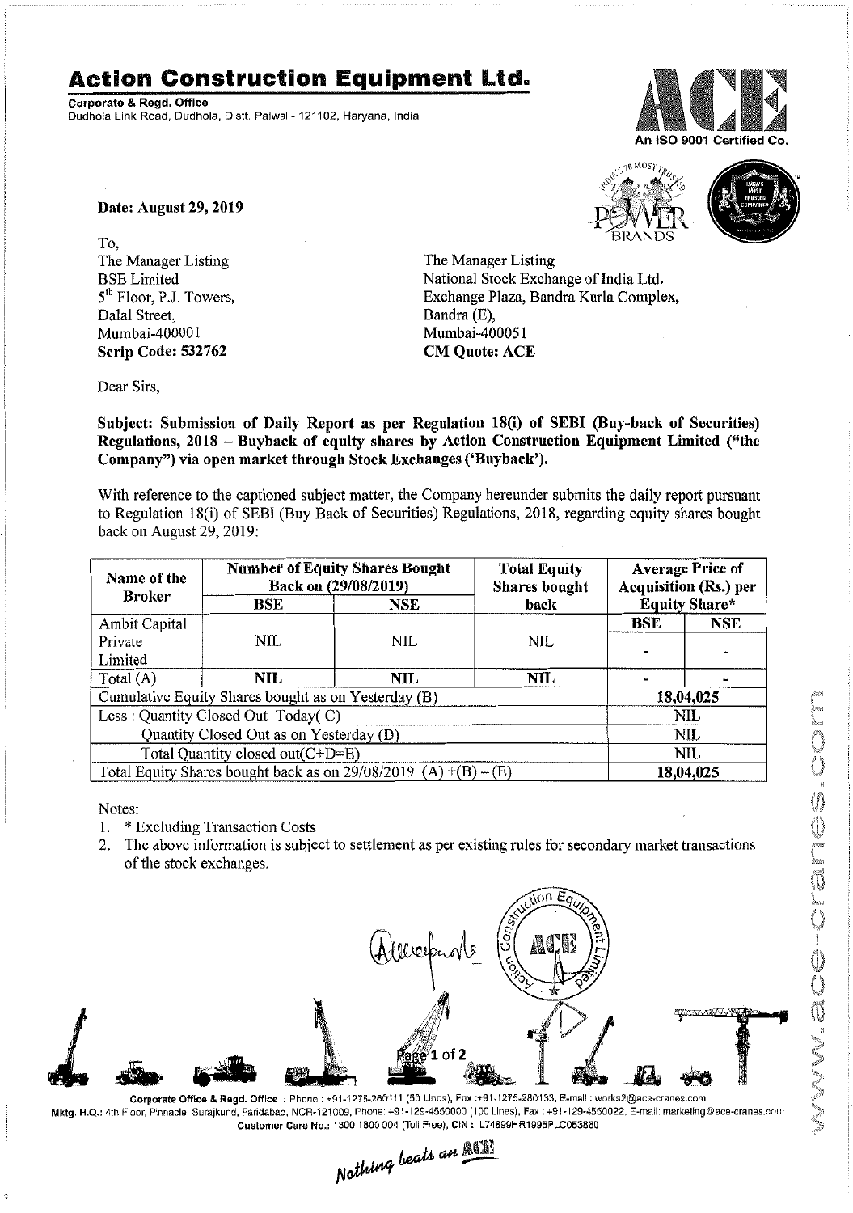# Action Construction Equipment Ltd.

**Corporate & Regd. Office**
Dudhola Link Road, Dudhola, Distt. Palwal - 121102, Haryana, India

An ISO 9001 Certified Co.

**Date: August 29, 2019**

To,
The Manager Listing
BSE Limited
5th Floor, P.J. Towers,
Dalal Street,
Mumbai-400001
**Scrip Code: 532762**

The Manager Listing
National Stock Exchange of India Ltd.
Exchange Plaza, Bandra Kurla Complex,
Bandra (E),
Mumbai-400051
**CM Quote: ACE**

Dear Sirs,

**Subject: Submission of Daily Report as per Regulation 18(i) of SEBI (Buy-back of Securities) Regulations, 2018 – Buyback of equity shares by Action Construction Equipment Limited ("the Company") via open market through Stock Exchanges ('Buyback').**

With reference to the captioned subject matter, the Company hereunder submits the daily report pursuant to Regulation 18(i) of SEBI (Buy Back of Securities) Regulations, 2018, regarding equity shares bought back on August 29, 2019:

| Name of the Broker | Number of Equity Shares Bought Back on (29/08/2019) | | Total Equity Shares bought back | Average Price of Acquisition (Rs.) per Equity Share* | |
|---|---|---|---|---|---|
| | BSE | NSE | | BSE | NSE |
| Ambit Capital Private Limited | NIL | NIL | NIL | - | - |
| Total (A) | NIL | NIL | NIL | - | - |
| Cumulative Equity Shares bought as on Yesterday (B) | | | | 18,04,025 | |
| Less : Quantity Closed Out Today( C) | | | | NIL | |
| Quantity Closed Out as on Yesterday (D) | | | | NIL | |
| Total Quantity closed out(C+D=E) | | | | NIL | |
| Total Equity Shares bought back as on 29/08/2019 (A) +(B) – (E) | | | | 18,04,025 | |

Notes:

1. * Excluding Transaction Costs
2. The above information is subject to settlement as per existing rules for secondary market transactions of the stock exchanges.

**Corporate Office & Regd. Office** : Phone : +91-1275-280111 (50 Lines), Fax :+91-1275-280133, E-mail : works2@ace-cranes.com
**Mktg. H.Q.**: 4th Floor, Pinnacle, Surajkund, Faridabad, NCR-121009, Phone: +91-129-4550000 (100 Lines), Fax : +91-129-4550022, E-mail: marketing@ace-cranes.com
**Customer Care No.**: 1800 1800 004 (Toll Free), **CIN** : L74899HR1995PLC053860

*Nothing beats an ACE*

www.ace-cranes.com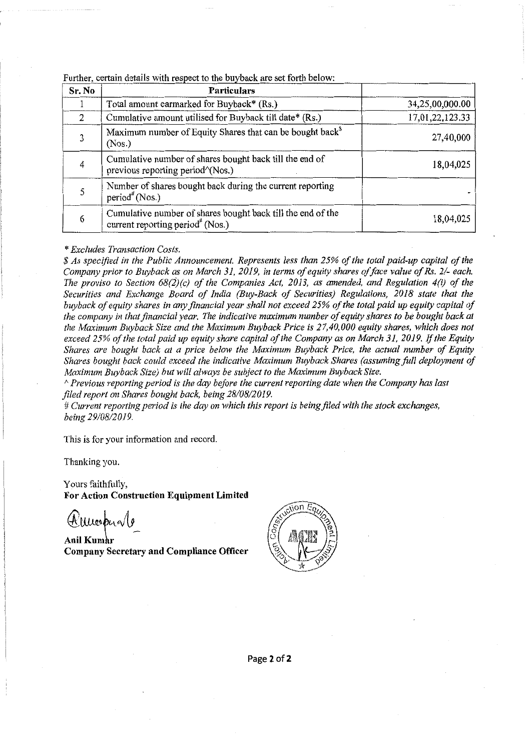Further, certain details with respect to the buyback are set forth below:

| Sr. No | Particulars | |
|---|---|---|
| 1 | Total amount earmarked for Buyback* (Rs.) | 34,25,00,000.00 |
| 2 | Cumulative amount utilised for Buyback till date* (Rs.) | 17,01,22,123.33 |
| 3 | Maximum number of Equity Shares that can be bought back$ (Nos.) | 27,40,000 |
| 4 | Cumulative number of shares bought back till the end of previous reporting period^(Nos.) | 18,04,025 |
| 5 | Number of shares bought back during the current reporting period# (Nos.) | - |
| 6 | Cumulative number of shares bought back till the end of the current reporting period# (Nos.) | 18,04,025 |

*\* Excludes Transaction Costs.*

*$ As specified in the Public Announcement. Represents less than 25% of the total paid-up capital of the Company prior to Buyback as on March 31, 2019, in terms of equity shares of face value of Rs. 2/- each. The proviso to Section 68(2)(c) of the Companies Act, 2013, as amended, and Regulation 4(i) of the Securities and Exchange Board of India (Buy-Back of Securities) Regulations, 2018 state that the buyback of equity shares in any financial year shall not exceed 25% of the total paid up equity capital of the company in that financial year. The indicative maximum number of equity shares to be bought back at the Maximum Buyback Size and the Maximum Buyback Price is 27,40,000 equity shares, which does not exceed 25% of the total paid up equity share capital of the Company as on March 31, 2019. If the Equity Shares are bought back at a price below the Maximum Buyback Price, the actual number of Equity Shares bought back could exceed the indicative Maximum Buyback Shares (assuming full deployment of Maximum Buyback Size) but will always be subject to the Maximum Buyback Size.*

*^ Previous reporting period is the day before the current reporting date when the Company has last filed report on Shares bought back, being 28/08/2019.*

*# Current reporting period is the day on which this report is being filed with the stock exchanges, being 29/08/2019.*

This is for your information and record.

Thanking you.

Yours faithfully,
**For Action Construction Equipment Limited**

**Anil Kumar**
**Company Secretary and Compliance Officer**